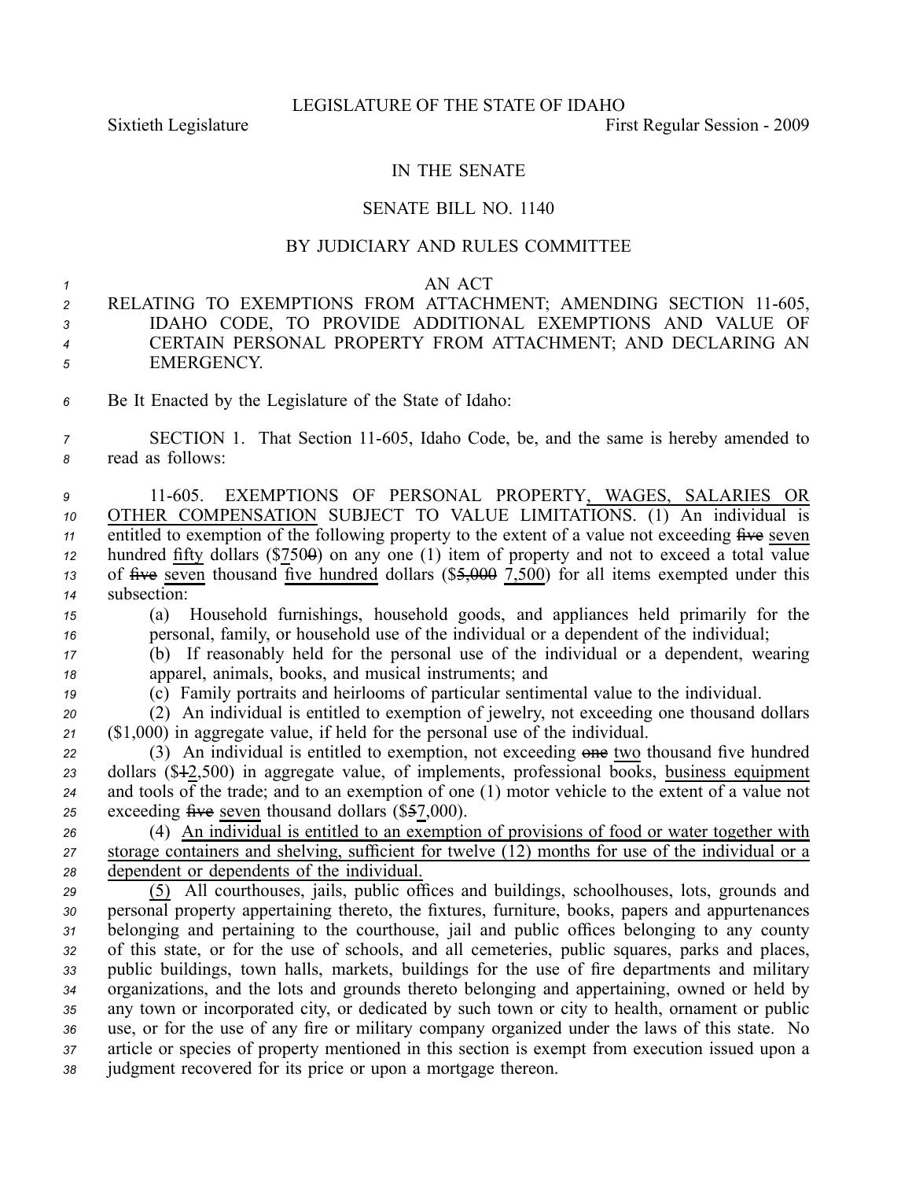LEGISLATURE OF THE STATE OF IDAHO

Sixtieth Legislature First Regular Session - 2009

IN THE SENATE

SENATE BILL NO. 1140

BY JUDICIARY AND RULES COMMITTEE

AN ACT

RELATING TO EXEMPTIONS FROM ATTACHMENT; AMENDING SECTION 11-605, IDAHO CODE, TO PROVIDE ADDITIONAL EXEMPTIONS AND VALUE OF CERTAIN PERSONAL PROPERTY FROM ATTACHMENT; AND DECLARING AN EMERGENCY.

Be It Enacted by the Legislature of the State of Idaho:

SECTION 1. That Section 11-605, Idaho Code, be, and the same is hereby amended to read as follows:

11-605. EXEMPTIONS OF PERSONAL PROPERTY, WAGES, SALARIES OR OTHER COMPENSATION SUBJECT TO VALUE LIMITATIONS. (1) An individual is entitled to exemption of the following property to the extent of a value not exceeding ~~five~~ seven hundred fifty dollars ($750~~0~~) on any one (1) item of property and not to exceed a total value of ~~five~~ seven thousand five hundred dollars ($~~5,000~~ 7,500) for all items exempted under this subsection:

(a) Household furnishings, household goods, and appliances held primarily for the personal, family, or household use of the individual or a dependent of the individual;

(b) If reasonably held for the personal use of the individual or a dependent, wearing apparel, animals, books, and musical instruments; and

(c) Family portraits and heirlooms of particular sentimental value to the individual.

(2) An individual is entitled to exemption of jewelry, not exceeding one thousand dollars ($1,000) in aggregate value, if held for the personal use of the individual.

(3) An individual is entitled to exemption, not exceeding ~~one~~ two thousand five hundred dollars ($~~1~~2,500) in aggregate value, of implements, professional books, business equipment and tools of the trade; and to an exemption of one (1) motor vehicle to the extent of a value not exceeding ~~five~~ seven thousand dollars ($~~5~~7,000).

(4) An individual is entitled to an exemption of provisions of food or water together with storage containers and shelving, sufficient for twelve (12) months for use of the individual or a dependent or dependents of the individual.

(5) All courthouses, jails, public offices and buildings, schoolhouses, lots, grounds and personal property appertaining thereto, the fixtures, furniture, books, papers and appurtenances belonging and pertaining to the courthouse, jail and public offices belonging to any county of this state, or for the use of schools, and all cemeteries, public squares, parks and places, public buildings, town halls, markets, buildings for the use of fire departments and military organizations, and the lots and grounds thereto belonging and appertaining, owned or held by any town or incorporated city, or dedicated by such town or city to health, ornament or public use, or for the use of any fire or military company organized under the laws of this state. No article or species of property mentioned in this section is exempt from execution issued upon a judgment recovered for its price or upon a mortgage thereon.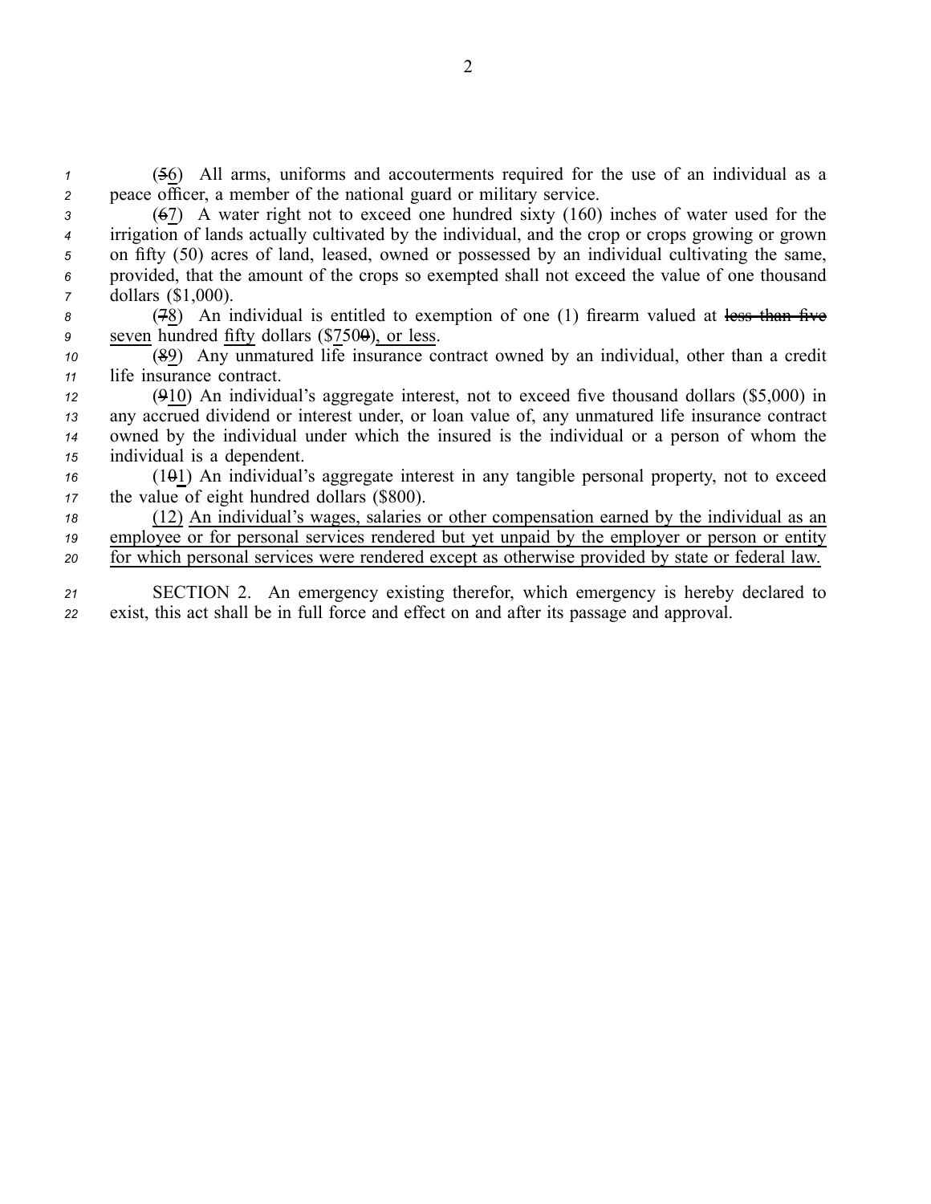(~~5~~6) All arms, uniforms and accouterments required for the use of an individual as a peace officer, a member of the national guard or military service.

(~~6~~7) A water right not to exceed one hundred sixty (160) inches of water used for the irrigation of lands actually cultivated by the individual, and the crop or crops growing or grown on fifty (50) acres of land, leased, owned or possessed by an individual cultivating the same, provided, that the amount of the crops so exempted shall not exceed the value of one thousand dollars ($1,000).

(~~7~~8) An individual is entitled to exemption of one (1) firearm valued at ~~less than five~~ seven hundred fifty dollars ($75~~0~~0), or less.

(~~8~~9) Any unmatured life insurance contract owned by an individual, other than a credit life insurance contract.

(~~9~~10) An individual's aggregate interest, not to exceed five thousand dollars ($5,000) in any accrued dividend or interest under, or loan value of, any unmatured life insurance contract owned by the individual under which the insured is the individual or a person of whom the individual is a dependent.

(1~~0~~1) An individual's aggregate interest in any tangible personal property, not to exceed the value of eight hundred dollars ($800).

(12) An individual's wages, salaries or other compensation earned by the individual as an employee or for personal services rendered but yet unpaid by the employer or person or entity for which personal services were rendered except as otherwise provided by state or federal law.

SECTION 2. An emergency existing therefor, which emergency is hereby declared to exist, this act shall be in full force and effect on and after its passage and approval.